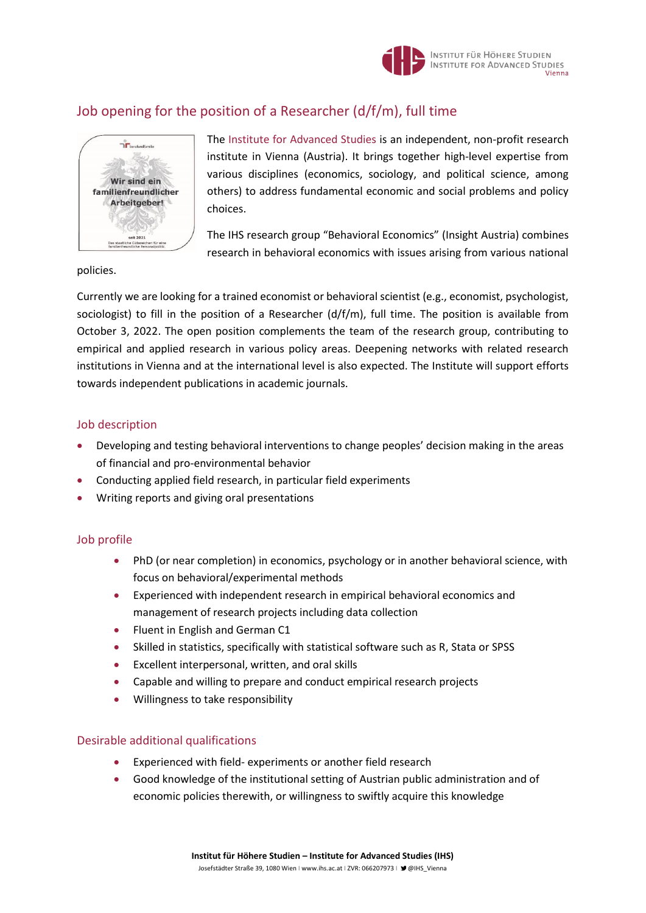# Job opening for the position of a Researcher (d/f/m), full time

The Institute for Advanced Studies is an independent, non-profit research institute in Vienna (Austria). It brings together high-level expertise from various disciplines (economics, sociology, and political science, among others) to address fundamental economic and social problems and policy choices.

The IHS research group "Behavioral Economics" (Insight Austria) combines research in behavioral economics with issues arising from various national policies.

Currently we are looking for a trained economist or behavioral scientist (e.g., economist, psychologist, sociologist) to fill in the position of a Researcher (d/f/m), full time. The position is available from October 3, 2022. The open position complements the team of the research group, contributing to empirical and applied research in various policy areas. Deepening networks with related research institutions in Vienna and at the international level is also expected. The Institute will support efforts towards independent publications in academic journals.

## Job description

- Developing and testing behavioral interventions to change peoples' decision making in the areas of financial and pro-environmental behavior
- Conducting applied field research, in particular field experiments
- Writing reports and giving oral presentations

## Job profile

- PhD (or near completion) in economics, psychology or in another behavioral science, with focus on behavioral/experimental methods
- Experienced with independent research in empirical behavioral economics and management of research projects including data collection
- Fluent in English and German C1
- Skilled in statistics, specifically with statistical software such as R, Stata or SPSS
- Excellent interpersonal, written, and oral skills
- Capable and willing to prepare and conduct empirical research projects
- Willingness to take responsibility

## Desirable additional qualifications

- Experienced with field- experiments or another field research
- Good knowledge of the institutional setting of Austrian public administration and of economic policies therewith, or willingness to swiftly acquire this knowledge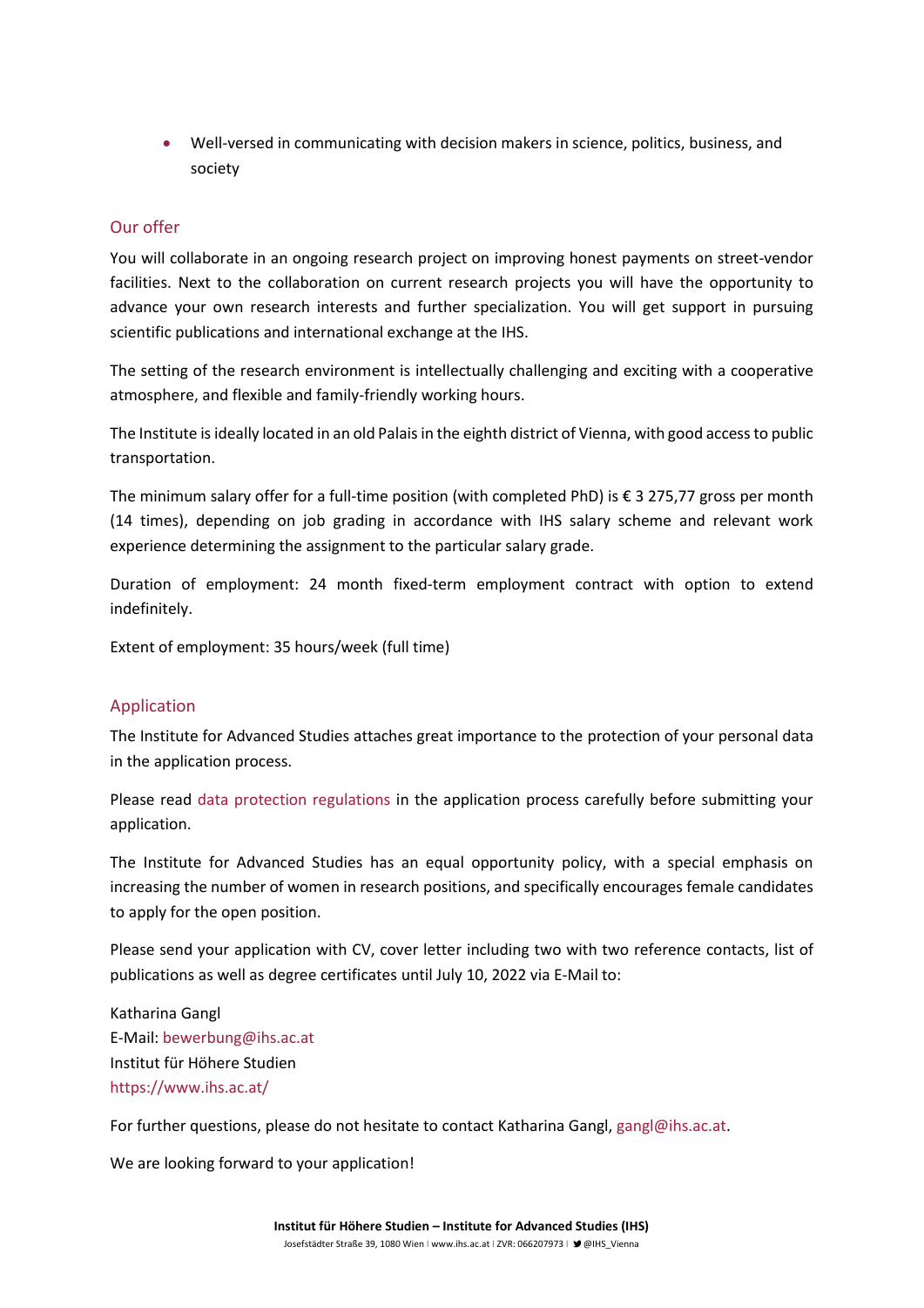- Well-versed in communicating with decision makers in science, politics, business, and society

## Our offer

You will collaborate in an ongoing research project on improving honest payments on street-vendor facilities. Next to the collaboration on current research projects you will have the opportunity to advance your own research interests and further specialization. You will get support in pursuing scientific publications and international exchange at the IHS.

The setting of the research environment is intellectually challenging and exciting with a cooperative atmosphere, and flexible and family-friendly working hours.

The Institute is ideally located in an old Palais in the eighth district of Vienna, with good access to public transportation.

The minimum salary offer for a full-time position (with completed PhD) is € 3 275,77 gross per month (14 times), depending on job grading in accordance with IHS salary scheme and relevant work experience determining the assignment to the particular salary grade.

Duration of employment: 24 month fixed-term employment contract with option to extend indefinitely.

Extent of employment: 35 hours/week (full time)

## Application

The Institute for Advanced Studies attaches great importance to the protection of your personal data in the application process.

Please read data protection regulations in the application process carefully before submitting your application.

The Institute for Advanced Studies has an equal opportunity policy, with a special emphasis on increasing the number of women in research positions, and specifically encourages female candidates to apply for the open position.

Please send your application with CV, cover letter including two with two reference contacts, list of publications as well as degree certificates until July 10, 2022 via E-Mail to:

Katharina Gangl  
E-Mail: bewerbung@ihs.ac.at  
Institut für Höhere Studien  
https://www.ihs.ac.at/

For further questions, please do not hesitate to contact Katharina Gangl, gangl@ihs.ac.at.

We are looking forward to your application!